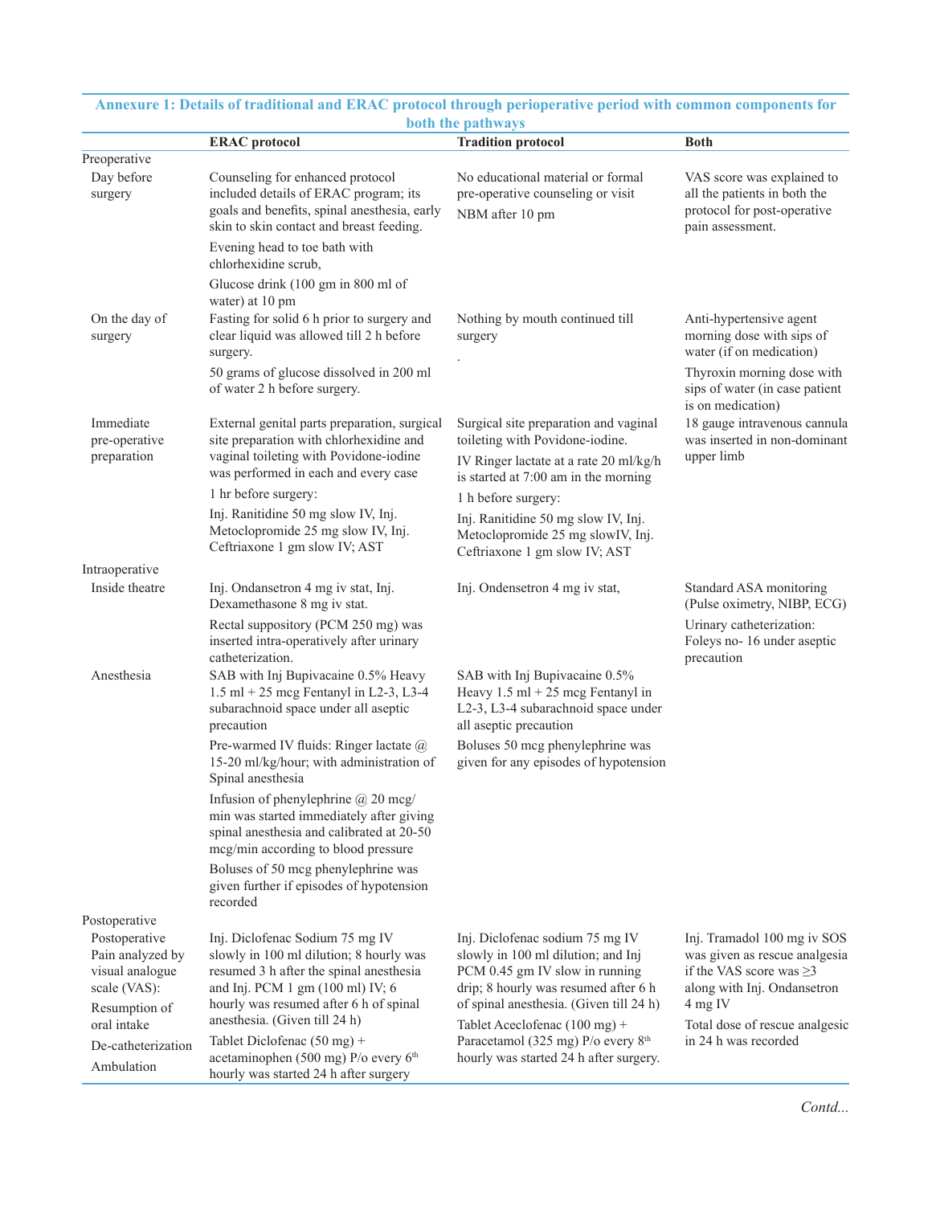**Annexure 1: Details of traditional and ERAC protocol through perioperative period with common components for both the pathways**

| | ERAC protocol | Tradition protocol | Both |
|---|---|---|---|
| Preoperative | | | |
| Day before surgery | Counseling for enhanced protocol included details of ERAC program; its goals and benefits, spinal anesthesia, early skin to skin contact and breast feeding.<br>Evening head to toe bath with chlorhexidine scrub,<br>Glucose drink (100 gm in 800 ml of water) at 10 pm | No educational material or formal pre-operative counseling or visit<br>NBM after 10 pm | VAS score was explained to all the patients in both the protocol for post-operative pain assessment. |
| On the day of surgery | Fasting for solid 6 h prior to surgery and clear liquid was allowed till 2 h before surgery.<br>50 grams of glucose dissolved in 200 ml of water 2 h before surgery. | Nothing by mouth continued till surgery<br>. | Anti-hypertensive agent morning dose with sips of water (if on medication)<br>Thyroxin morning dose with sips of water (in case patient is on medication) |
| Immediate pre-operative preparation | External genital parts preparation, surgical site preparation with chlorhexidine and vaginal toileting with Povidone-iodine was performed in each and every case<br>1 hr before surgery:<br>Inj. Ranitidine 50 mg slow IV, Inj. Metoclopromide 25 mg slow IV, Inj. Ceftriaxone 1 gm slow IV; AST | Surgical site preparation and vaginal toileting with Povidone-iodine.<br>IV Ringer lactate at a rate 20 ml/kg/h is started at 7:00 am in the morning<br>1 h before surgery:<br>Inj. Ranitidine 50 mg slow IV, Inj. Metoclopromide 25 mg slowIV, Inj. Ceftriaxone 1 gm slow IV; AST | 18 gauge intravenous cannula was inserted in non-dominant upper limb |
| Intraoperative | | | |
| Inside theatre | Inj. Ondansetron 4 mg iv stat, Inj. Dexamethasone 8 mg iv stat.<br>Rectal suppository (PCM 250 mg) was inserted intra-operatively after urinary catheterization. | Inj. Ondensetron 4 mg iv stat, | Standard ASA monitoring (Pulse oximetry, NIBP, ECG)<br>Urinary catheterization: Foleys no- 16 under aseptic precaution |
| Anesthesia | SAB with Inj Bupivacaine 0.5% Heavy 1.5 ml + 25 mcg Fentanyl in L2-3, L3-4 subarachnoid space under all aseptic precaution<br>Pre-warmed IV fluids: Ringer lactate @ 15-20 ml/kg/hour; with administration of Spinal anesthesia<br>Infusion of phenylephrine @ 20 mcg/min was started immediately after giving spinal anesthesia and calibrated at 20-50 mcg/min according to blood pressure<br>Boluses of 50 mcg phenylephrine was given further if episodes of hypotension recorded | SAB with Inj Bupivacaine 0.5% Heavy 1.5 ml + 25 mcg Fentanyl in L2-3, L3-4 subarachnoid space under all aseptic precaution<br>Boluses 50 mcg phenylephrine was given for any episodes of hypotension | |
| Postoperative | | | |
| Postoperative Pain analyzed by visual analogue scale (VAS):<br>Resumption of oral intake<br>De-catheterization<br>Ambulation | Inj. Diclofenac Sodium 75 mg IV slowly in 100 ml dilution; 8 hourly was resumed 3 h after the spinal anesthesia and Inj. PCM 1 gm (100 ml) IV; 6 hourly was resumed after 6 h of spinal anesthesia. (Given till 24 h)<br>Tablet Diclofenac (50 mg) + acetaminophen (500 mg) P/o every 6th hourly was started 24 h after surgery | Inj. Diclofenac sodium 75 mg IV slowly in 100 ml dilution; and Inj PCM 0.45 gm IV slow in running drip; 8 hourly was resumed after 6 h of spinal anesthesia. (Given till 24 h)<br>Tablet Aceclofenac (100 mg) + Paracetamol (325 mg) P/o every 8th hourly was started 24 h after surgery. | Inj. Tramadol 100 mg iv SOS was given as rescue analgesia if the VAS score was ≥3 along with Inj. Ondansetron 4 mg IV<br>Total dose of rescue analgesic in 24 h was recorded |

*Contd...*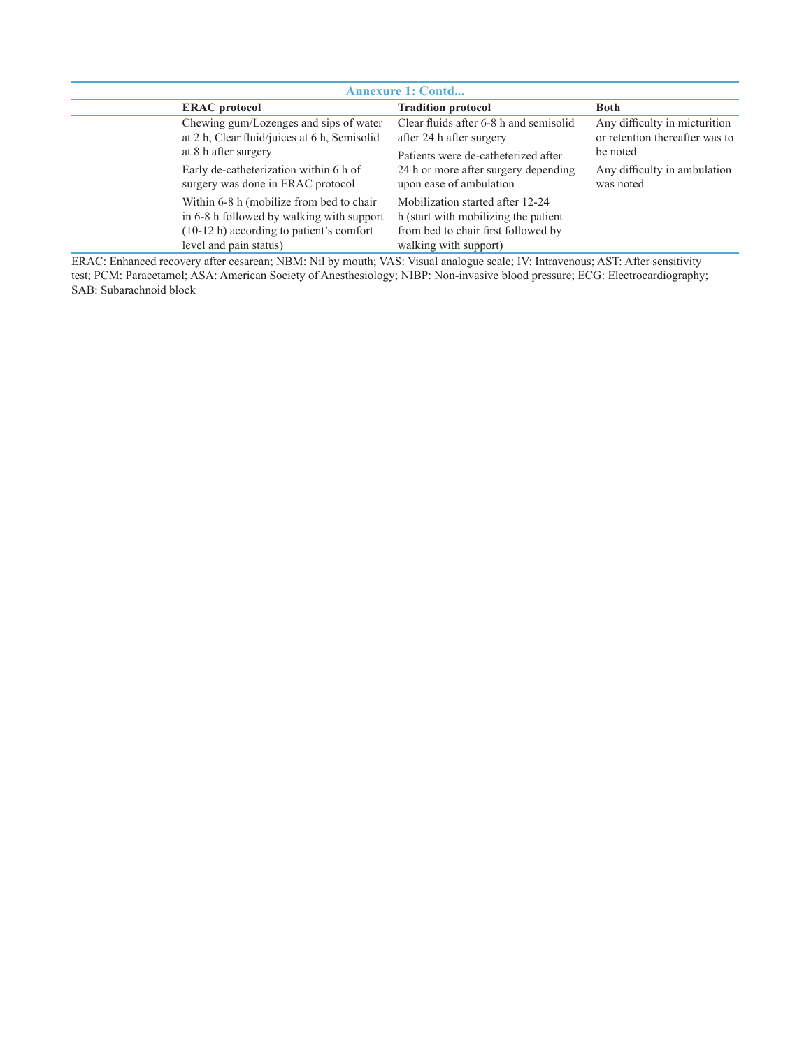**Annexure 1: Contd...**

| | ERAC protocol | Tradition protocol | Both |
|---|---|---|---|
| | Chewing gum/Lozenges and sips of water at 2 h, Clear fluid/juices at 6 h, Semisolid at 8 h after surgery | Clear fluids after 6-8 h and semisolid after 24 h after surgery | Any difficulty in micturition or retention thereafter was to be noted |
| | Early de-catheterization within 6 h of surgery was done in ERAC protocol | Patients were de-catheterized after 24 h or more after surgery depending upon ease of ambulation | Any difficulty in ambulation was noted |
| | Within 6-8 h (mobilize from bed to chair in 6-8 h followed by walking with support (10-12 h) according to patient's comfort level and pain status) | Mobilization started after 12-24 h (start with mobilizing the patient from bed to chair first followed by walking with support) | |

ERAC: Enhanced recovery after cesarean; NBM: Nil by mouth; VAS: Visual analogue scale; IV: Intravenous; AST: After sensitivity test; PCM: Paracetamol; ASA: American Society of Anesthesiology; NIBP: Non-invasive blood pressure; ECG: Electrocardiography; SAB: Subarachnoid block